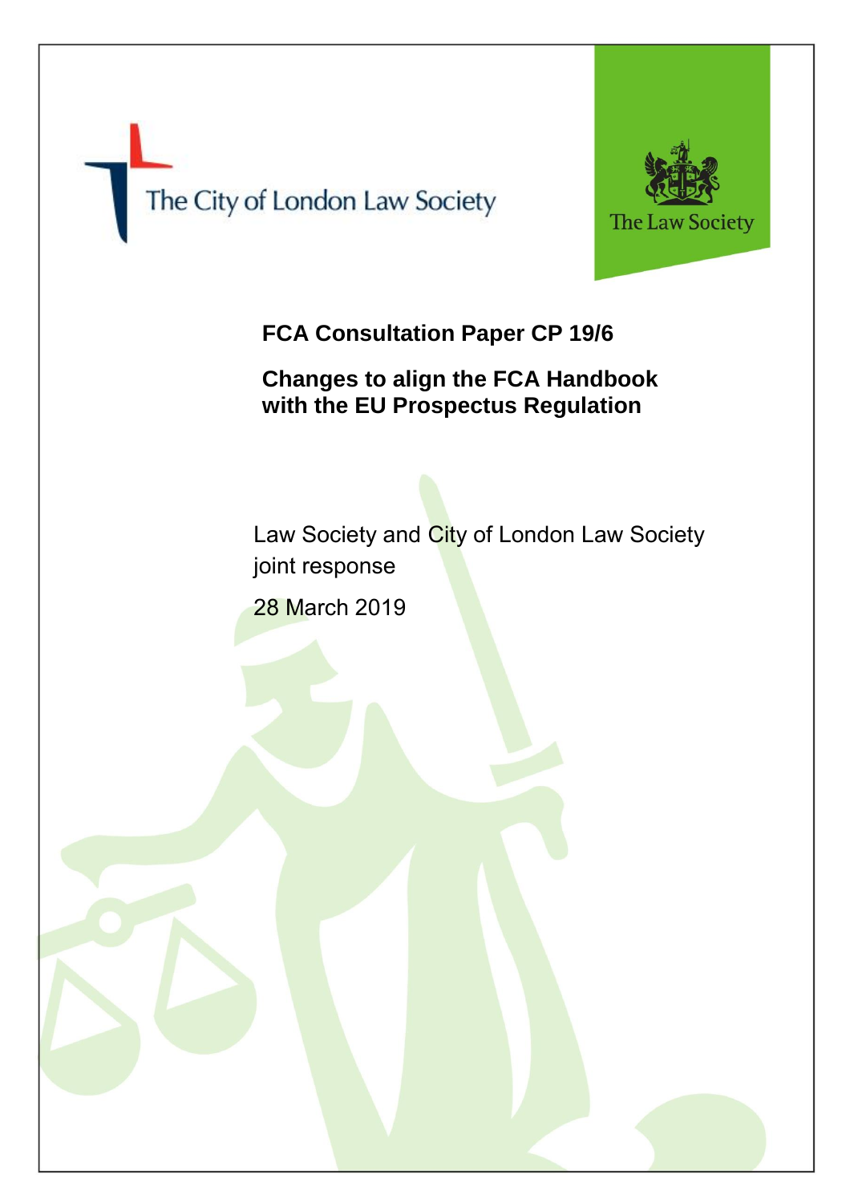The City of London Law Society

The Law Society

# FCA Consultation Paper CP 19/6

## Changes to align the FCA Handbook with the EU Prospectus Regulation

Law Society and City of London Law Society joint response

28 March 2019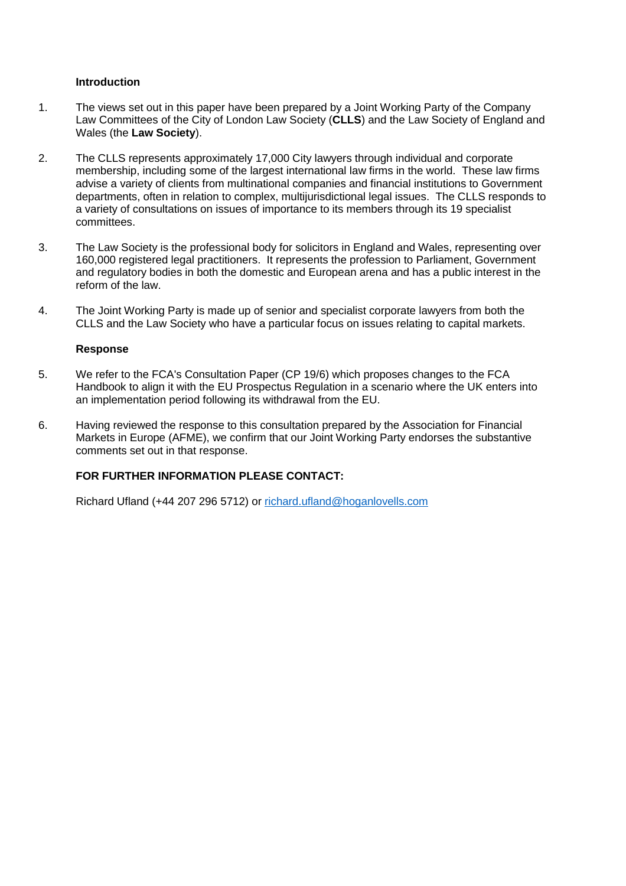**Introduction**

1. The views set out in this paper have been prepared by a Joint Working Party of the Company Law Committees of the City of London Law Society (**CLLS**) and the Law Society of England and Wales (the **Law Society**).

2. The CLLS represents approximately 17,000 City lawyers through individual and corporate membership, including some of the largest international law firms in the world. These law firms advise a variety of clients from multinational companies and financial institutions to Government departments, often in relation to complex, multijurisdictional legal issues. The CLLS responds to a variety of consultations on issues of importance to its members through its 19 specialist committees.

3. The Law Society is the professional body for solicitors in England and Wales, representing over 160,000 registered legal practitioners. It represents the profession to Parliament, Government and regulatory bodies in both the domestic and European arena and has a public interest in the reform of the law.

4. The Joint Working Party is made up of senior and specialist corporate lawyers from both the CLLS and the Law Society who have a particular focus on issues relating to capital markets.

**Response**

5. We refer to the FCA's Consultation Paper (CP 19/6) which proposes changes to the FCA Handbook to align it with the EU Prospectus Regulation in a scenario where the UK enters into an implementation period following its withdrawal from the EU.

6. Having reviewed the response to this consultation prepared by the Association for Financial Markets in Europe (AFME), we confirm that our Joint Working Party endorses the substantive comments set out in that response.

**FOR FURTHER INFORMATION PLEASE CONTACT:**

Richard Ufland (+44 207 296 5712) or richard.ufland@hoganlovells.com